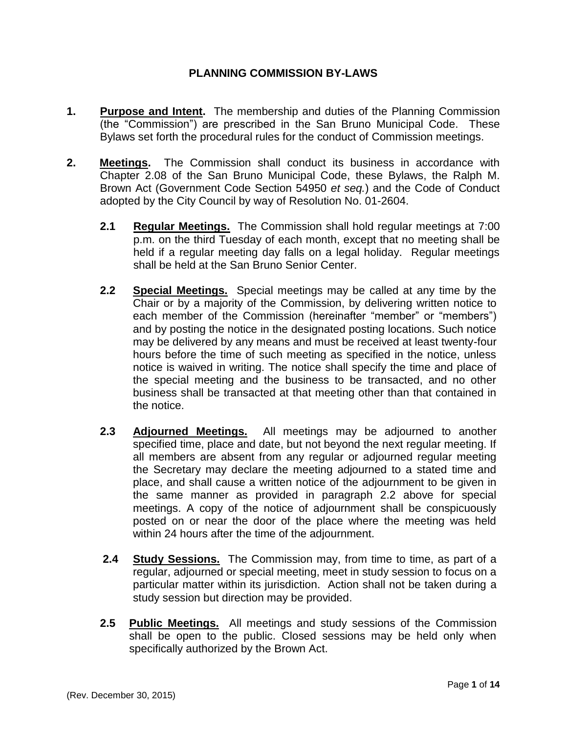# PLANNING COMMISSION BY-LAWS

**1. Purpose and Intent.** The membership and duties of the Planning Commission (the "Commission") are prescribed in the San Bruno Municipal Code. These Bylaws set forth the procedural rules for the conduct of Commission meetings.

**2. Meetings.** The Commission shall conduct its business in accordance with Chapter 2.08 of the San Bruno Municipal Code, these Bylaws, the Ralph M. Brown Act (Government Code Section 54950 *et seq.*) and the Code of Conduct adopted by the City Council by way of Resolution No. 01-2604.

**2.1 Regular Meetings.** The Commission shall hold regular meetings at 7:00 p.m. on the third Tuesday of each month, except that no meeting shall be held if a regular meeting day falls on a legal holiday. Regular meetings shall be held at the San Bruno Senior Center.

**2.2 Special Meetings.** Special meetings may be called at any time by the Chair or by a majority of the Commission, by delivering written notice to each member of the Commission (hereinafter "member" or "members") and by posting the notice in the designated posting locations. Such notice may be delivered by any means and must be received at least twenty-four hours before the time of such meeting as specified in the notice, unless notice is waived in writing. The notice shall specify the time and place of the special meeting and the business to be transacted, and no other business shall be transacted at that meeting other than that contained in the notice.

**2.3 Adjourned Meetings.** All meetings may be adjourned to another specified time, place and date, but not beyond the next regular meeting. If all members are absent from any regular or adjourned regular meeting the Secretary may declare the meeting adjourned to a stated time and place, and shall cause a written notice of the adjournment to be given in the same manner as provided in paragraph 2.2 above for special meetings. A copy of the notice of adjournment shall be conspicuously posted on or near the door of the place where the meeting was held within 24 hours after the time of the adjournment.

**2.4 Study Sessions.** The Commission may, from time to time, as part of a regular, adjourned or special meeting, meet in study session to focus on a particular matter within its jurisdiction. Action shall not be taken during a study session but direction may be provided.

**2.5 Public Meetings.** All meetings and study sessions of the Commission shall be open to the public. Closed sessions may be held only when specifically authorized by the Brown Act.

(Rev. December 30, 2015)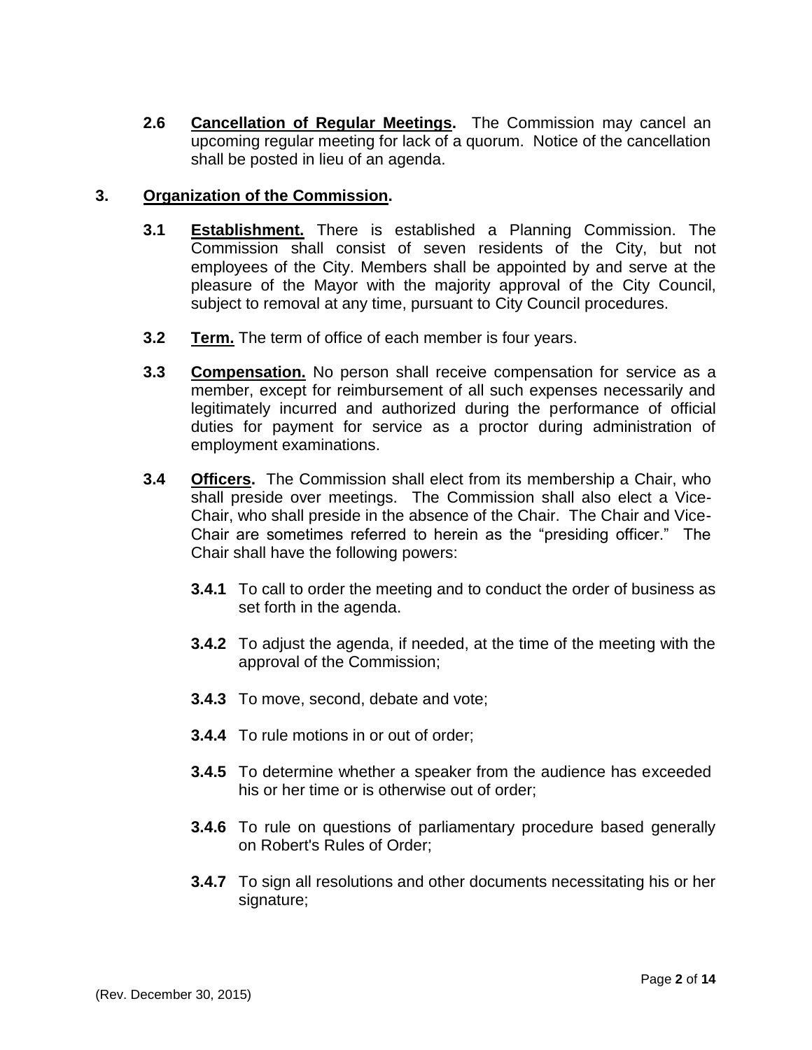**2.6 Cancellation of Regular Meetings.** The Commission may cancel an upcoming regular meeting for lack of a quorum. Notice of the cancellation shall be posted in lieu of an agenda.

## 3. Organization of the Commission.

**3.1 Establishment.** There is established a Planning Commission. The Commission shall consist of seven residents of the City, but not employees of the City. Members shall be appointed by and serve at the pleasure of the Mayor with the majority approval of the City Council, subject to removal at any time, pursuant to City Council procedures.

**3.2 Term.** The term of office of each member is four years.

**3.3 Compensation.** No person shall receive compensation for service as a member, except for reimbursement of all such expenses necessarily and legitimately incurred and authorized during the performance of official duties for payment for service as a proctor during administration of employment examinations.

**3.4 Officers.** The Commission shall elect from its membership a Chair, who shall preside over meetings. The Commission shall also elect a Vice-Chair, who shall preside in the absence of the Chair. The Chair and Vice-Chair are sometimes referred to herein as the "presiding officer." The Chair shall have the following powers:

**3.4.1** To call to order the meeting and to conduct the order of business as set forth in the agenda.

**3.4.2** To adjust the agenda, if needed, at the time of the meeting with the approval of the Commission;

**3.4.3** To move, second, debate and vote;

**3.4.4** To rule motions in or out of order;

**3.4.5** To determine whether a speaker from the audience has exceeded his or her time or is otherwise out of order;

**3.4.6** To rule on questions of parliamentary procedure based generally on Robert's Rules of Order;

**3.4.7** To sign all resolutions and other documents necessitating his or her signature;

(Rev. December 30, 2015)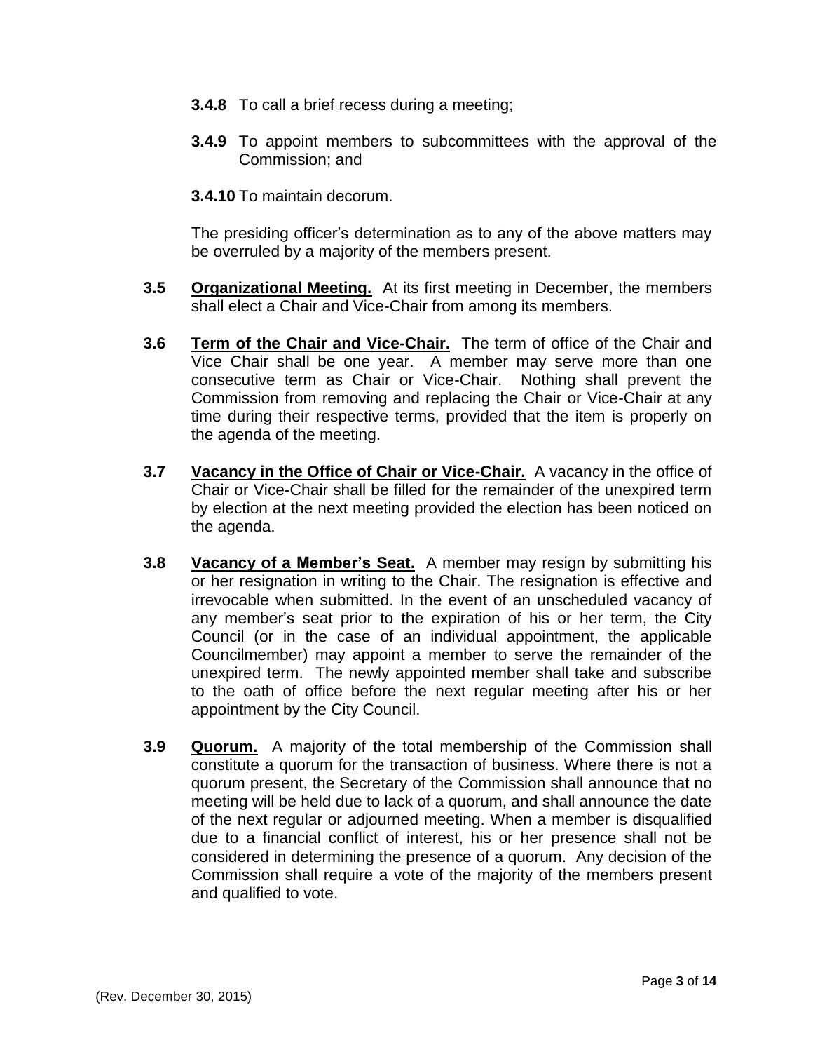**3.4.8** To call a brief recess during a meeting;

**3.4.9** To appoint members to subcommittees with the approval of the Commission; and

**3.4.10** To maintain decorum.

The presiding officer's determination as to any of the above matters may be overruled by a majority of the members present.

**3.5** **Organizational Meeting.** At its first meeting in December, the members shall elect a Chair and Vice-Chair from among its members.

**3.6** **Term of the Chair and Vice-Chair.** The term of office of the Chair and Vice Chair shall be one year. A member may serve more than one consecutive term as Chair or Vice-Chair. Nothing shall prevent the Commission from removing and replacing the Chair or Vice-Chair at any time during their respective terms, provided that the item is properly on the agenda of the meeting.

**3.7** **Vacancy in the Office of Chair or Vice-Chair.** A vacancy in the office of Chair or Vice-Chair shall be filled for the remainder of the unexpired term by election at the next meeting provided the election has been noticed on the agenda.

**3.8** **Vacancy of a Member's Seat.** A member may resign by submitting his or her resignation in writing to the Chair. The resignation is effective and irrevocable when submitted. In the event of an unscheduled vacancy of any member's seat prior to the expiration of his or her term, the City Council (or in the case of an individual appointment, the applicable Councilmember) may appoint a member to serve the remainder of the unexpired term. The newly appointed member shall take and subscribe to the oath of office before the next regular meeting after his or her appointment by the City Council.

**3.9** **Quorum.** A majority of the total membership of the Commission shall constitute a quorum for the transaction of business. Where there is not a quorum present, the Secretary of the Commission shall announce that no meeting will be held due to lack of a quorum, and shall announce the date of the next regular or adjourned meeting. When a member is disqualified due to a financial conflict of interest, his or her presence shall not be considered in determining the presence of a quorum. Any decision of the Commission shall require a vote of the majority of the members present and qualified to vote.

(Rev. December 30, 2015)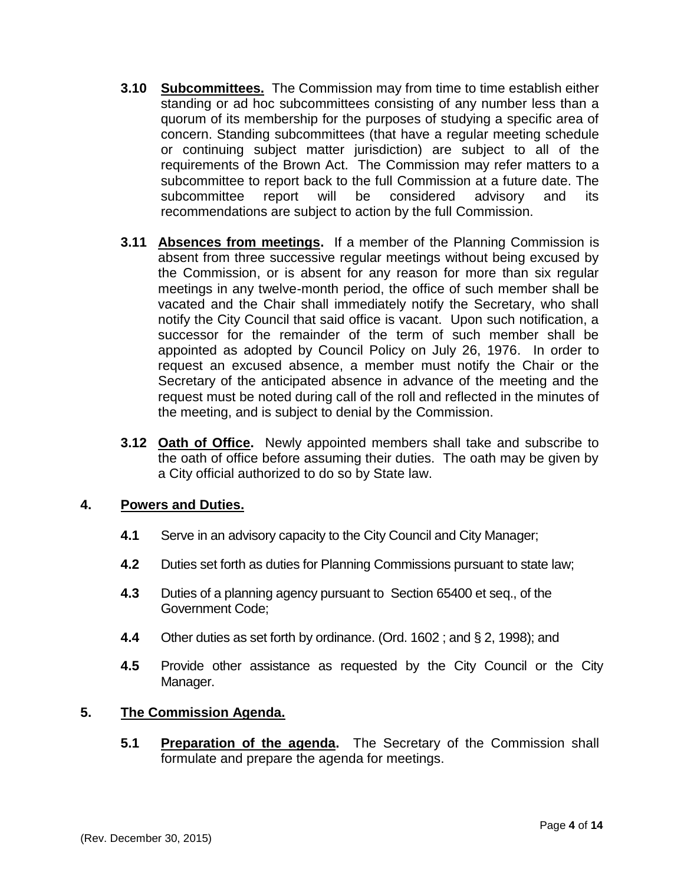**3.10 Subcommittees.** The Commission may from time to time establish either standing or ad hoc subcommittees consisting of any number less than a quorum of its membership for the purposes of studying a specific area of concern. Standing subcommittees (that have a regular meeting schedule or continuing subject matter jurisdiction) are subject to all of the requirements of the Brown Act. The Commission may refer matters to a subcommittee to report back to the full Commission at a future date. The subcommittee report will be considered advisory and its recommendations are subject to action by the full Commission.

**3.11 Absences from meetings.** If a member of the Planning Commission is absent from three successive regular meetings without being excused by the Commission, or is absent for any reason for more than six regular meetings in any twelve-month period, the office of such member shall be vacated and the Chair shall immediately notify the Secretary, who shall notify the City Council that said office is vacant. Upon such notification, a successor for the remainder of the term of such member shall be appointed as adopted by Council Policy on July 26, 1976. In order to request an excused absence, a member must notify the Chair or the Secretary of the anticipated absence in advance of the meeting and the request must be noted during call of the roll and reflected in the minutes of the meeting, and is subject to denial by the Commission.

**3.12 Oath of Office.** Newly appointed members shall take and subscribe to the oath of office before assuming their duties. The oath may be given by a City official authorized to do so by State law.

## 4. Powers and Duties.

**4.1** Serve in an advisory capacity to the City Council and City Manager;

**4.2** Duties set forth as duties for Planning Commissions pursuant to state law;

**4.3** Duties of a planning agency pursuant to Section 65400 et seq., of the Government Code;

**4.4** Other duties as set forth by ordinance. (Ord. 1602 ; and § 2, 1998); and

**4.5** Provide other assistance as requested by the City Council or the City Manager.

## 5. The Commission Agenda.

**5.1 Preparation of the agenda.** The Secretary of the Commission shall formulate and prepare the agenda for meetings.

(Rev. December 30, 2015)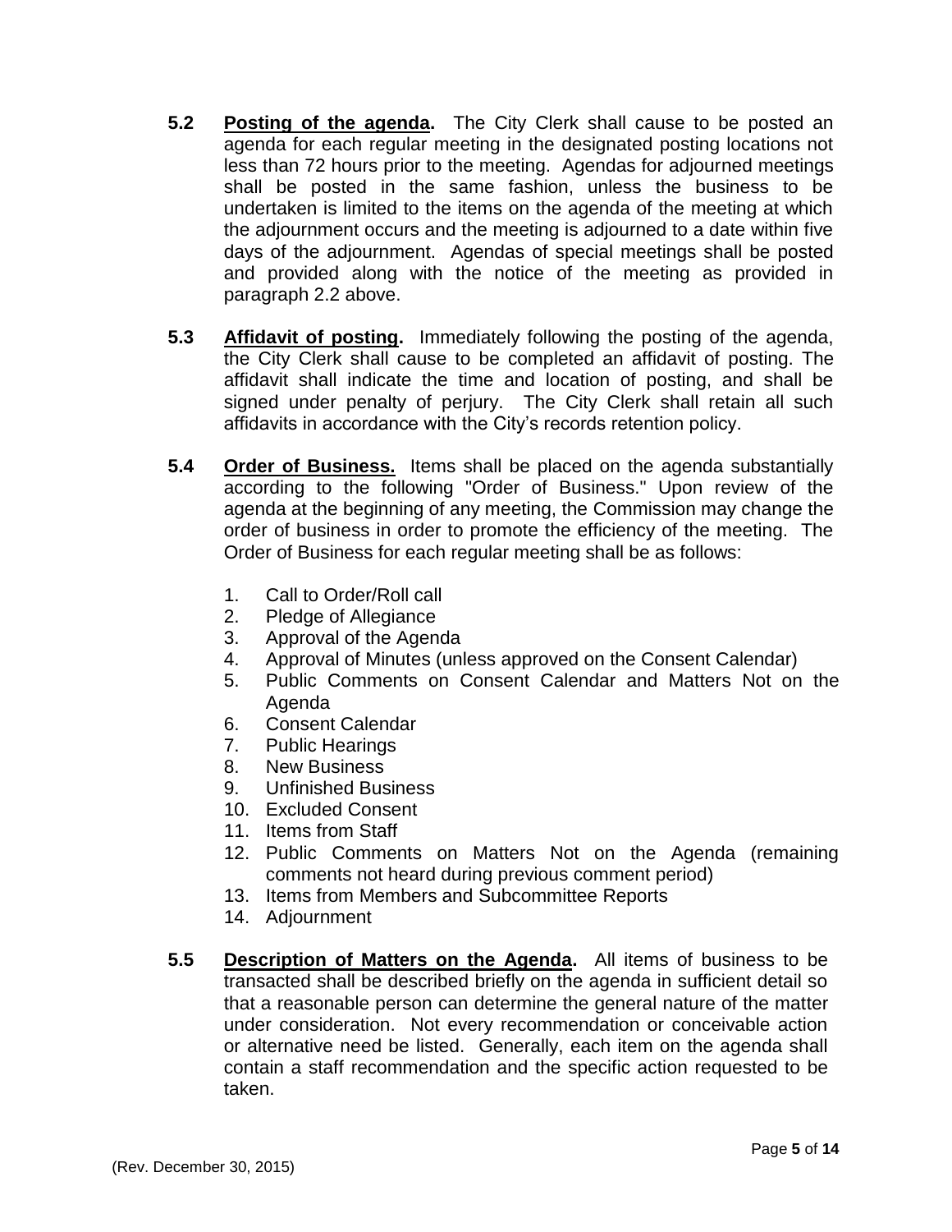**5.2** **Posting of the agenda.** The City Clerk shall cause to be posted an agenda for each regular meeting in the designated posting locations not less than 72 hours prior to the meeting. Agendas for adjourned meetings shall be posted in the same fashion, unless the business to be undertaken is limited to the items on the agenda of the meeting at which the adjournment occurs and the meeting is adjourned to a date within five days of the adjournment. Agendas of special meetings shall be posted and provided along with the notice of the meeting as provided in paragraph 2.2 above.

**5.3** **Affidavit of posting.** Immediately following the posting of the agenda, the City Clerk shall cause to be completed an affidavit of posting. The affidavit shall indicate the time and location of posting, and shall be signed under penalty of perjury. The City Clerk shall retain all such affidavits in accordance with the City's records retention policy.

**5.4** **Order of Business.** Items shall be placed on the agenda substantially according to the following "Order of Business." Upon review of the agenda at the beginning of any meeting, the Commission may change the order of business in order to promote the efficiency of the meeting. The Order of Business for each regular meeting shall be as follows:

1. Call to Order/Roll call
2. Pledge of Allegiance
3. Approval of the Agenda
4. Approval of Minutes (unless approved on the Consent Calendar)
5. Public Comments on Consent Calendar and Matters Not on the Agenda
6. Consent Calendar
7. Public Hearings
8. New Business
9. Unfinished Business
10. Excluded Consent
11. Items from Staff
12. Public Comments on Matters Not on the Agenda (remaining comments not heard during previous comment period)
13. Items from Members and Subcommittee Reports
14. Adjournment

**5.5** **Description of Matters on the Agenda.** All items of business to be transacted shall be described briefly on the agenda in sufficient detail so that a reasonable person can determine the general nature of the matter under consideration. Not every recommendation or conceivable action or alternative need be listed. Generally, each item on the agenda shall contain a staff recommendation and the specific action requested to be taken.

(Rev. December 30, 2015)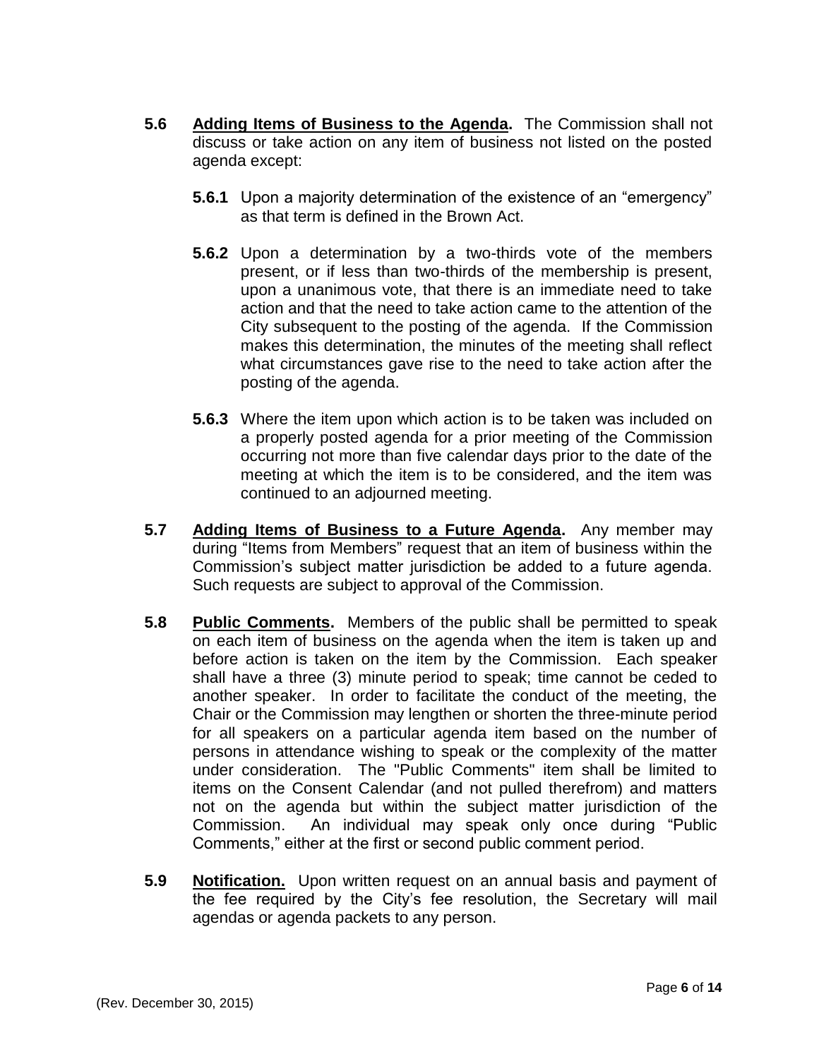**5.6** **Adding Items of Business to the Agenda.** The Commission shall not discuss or take action on any item of business not listed on the posted agenda except:

**5.6.1** Upon a majority determination of the existence of an "emergency" as that term is defined in the Brown Act.

**5.6.2** Upon a determination by a two-thirds vote of the members present, or if less than two-thirds of the membership is present, upon a unanimous vote, that there is an immediate need to take action and that the need to take action came to the attention of the City subsequent to the posting of the agenda. If the Commission makes this determination, the minutes of the meeting shall reflect what circumstances gave rise to the need to take action after the posting of the agenda.

**5.6.3** Where the item upon which action is to be taken was included on a properly posted agenda for a prior meeting of the Commission occurring not more than five calendar days prior to the date of the meeting at which the item is to be considered, and the item was continued to an adjourned meeting.

**5.7** **Adding Items of Business to a Future Agenda.** Any member may during "Items from Members" request that an item of business within the Commission's subject matter jurisdiction be added to a future agenda. Such requests are subject to approval of the Commission.

**5.8** **Public Comments.** Members of the public shall be permitted to speak on each item of business on the agenda when the item is taken up and before action is taken on the item by the Commission. Each speaker shall have a three (3) minute period to speak; time cannot be ceded to another speaker. In order to facilitate the conduct of the meeting, the Chair or the Commission may lengthen or shorten the three-minute period for all speakers on a particular agenda item based on the number of persons in attendance wishing to speak or the complexity of the matter under consideration. The "Public Comments" item shall be limited to items on the Consent Calendar (and not pulled therefrom) and matters not on the agenda but within the subject matter jurisdiction of the Commission. An individual may speak only once during "Public Comments," either at the first or second public comment period.

**5.9** **Notification.** Upon written request on an annual basis and payment of the fee required by the City's fee resolution, the Secretary will mail agendas or agenda packets to any person.

(Rev. December 30, 2015)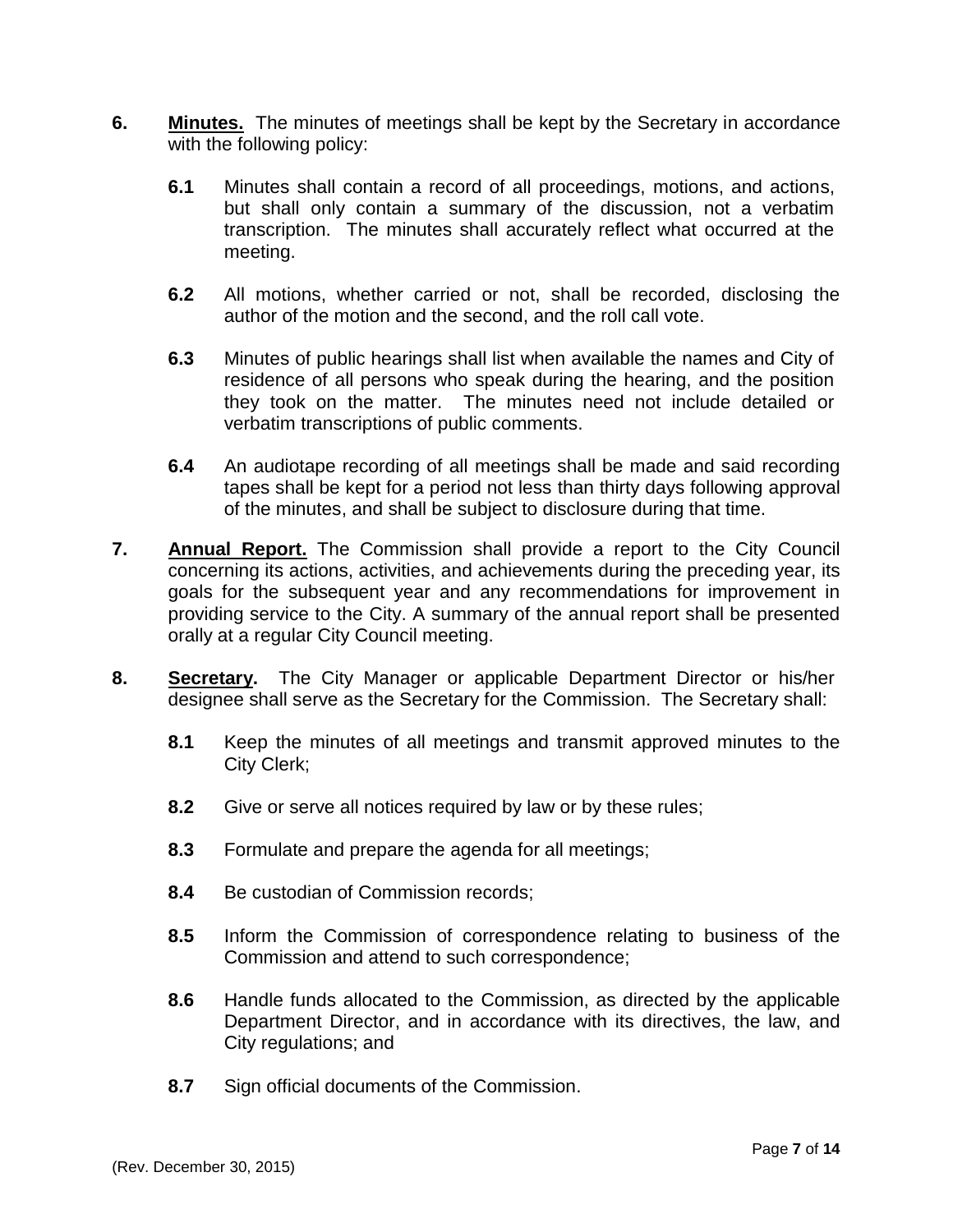**6.** **Minutes.** The minutes of meetings shall be kept by the Secretary in accordance with the following policy:

> **6.1** Minutes shall contain a record of all proceedings, motions, and actions, but shall only contain a summary of the discussion, not a verbatim transcription. The minutes shall accurately reflect what occurred at the meeting.
>
> **6.2** All motions, whether carried or not, shall be recorded, disclosing the author of the motion and the second, and the roll call vote.
>
> **6.3** Minutes of public hearings shall list when available the names and City of residence of all persons who speak during the hearing, and the position they took on the matter. The minutes need not include detailed or verbatim transcriptions of public comments.
>
> **6.4** An audiotape recording of all meetings shall be made and said recording tapes shall be kept for a period not less than thirty days following approval of the minutes, and shall be subject to disclosure during that time.

**7.** **Annual Report.** The Commission shall provide a report to the City Council concerning its actions, activities, and achievements during the preceding year, its goals for the subsequent year and any recommendations for improvement in providing service to the City. A summary of the annual report shall be presented orally at a regular City Council meeting.

**8.** **Secretary.** The City Manager or applicable Department Director or his/her designee shall serve as the Secretary for the Commission. The Secretary shall:

> **8.1** Keep the minutes of all meetings and transmit approved minutes to the City Clerk;
>
> **8.2** Give or serve all notices required by law or by these rules;
>
> **8.3** Formulate and prepare the agenda for all meetings;
>
> **8.4** Be custodian of Commission records;
>
> **8.5** Inform the Commission of correspondence relating to business of the Commission and attend to such correspondence;
>
> **8.6** Handle funds allocated to the Commission, as directed by the applicable Department Director, and in accordance with its directives, the law, and City regulations; and
>
> **8.7** Sign official documents of the Commission.

(Rev. December 30, 2015)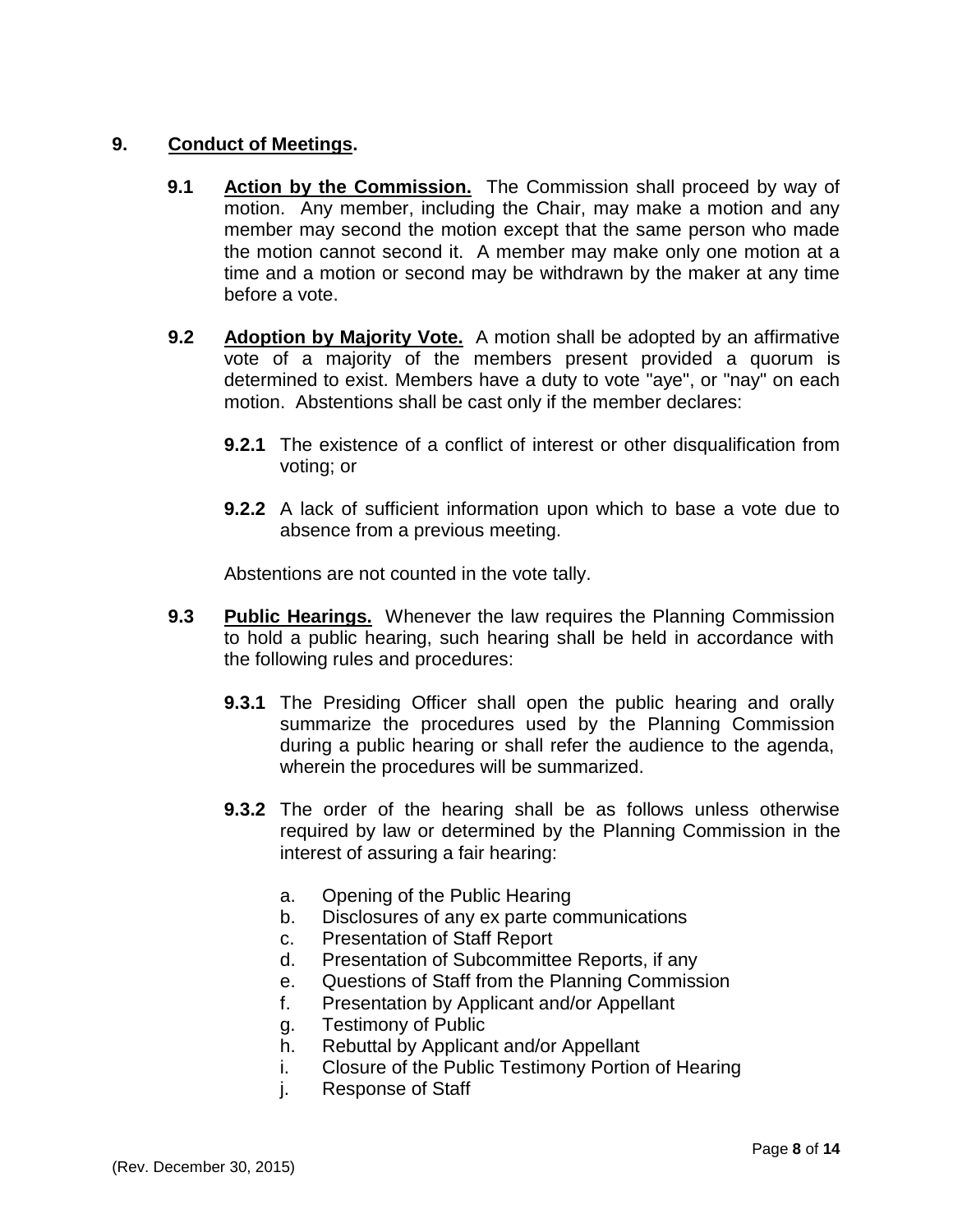## 9. Conduct of Meetings.

**9.1 Action by the Commission.** The Commission shall proceed by way of motion. Any member, including the Chair, may make a motion and any member may second the motion except that the same person who made the motion cannot second it. A member may make only one motion at a time and a motion or second may be withdrawn by the maker at any time before a vote.

**9.2 Adoption by Majority Vote.** A motion shall be adopted by an affirmative vote of a majority of the members present provided a quorum is determined to exist. Members have a duty to vote "aye", or "nay" on each motion. Abstentions shall be cast only if the member declares:

**9.2.1** The existence of a conflict of interest or other disqualification from voting; or

**9.2.2** A lack of sufficient information upon which to base a vote due to absence from a previous meeting.

Abstentions are not counted in the vote tally.

**9.3 Public Hearings.** Whenever the law requires the Planning Commission to hold a public hearing, such hearing shall be held in accordance with the following rules and procedures:

**9.3.1** The Presiding Officer shall open the public hearing and orally summarize the procedures used by the Planning Commission during a public hearing or shall refer the audience to the agenda, wherein the procedures will be summarized.

**9.3.2** The order of the hearing shall be as follows unless otherwise required by law or determined by the Planning Commission in the interest of assuring a fair hearing:

a. Opening of the Public Hearing
b. Disclosures of any ex parte communications
c. Presentation of Staff Report
d. Presentation of Subcommittee Reports, if any
e. Questions of Staff from the Planning Commission
f. Presentation by Applicant and/or Appellant
g. Testimony of Public
h. Rebuttal by Applicant and/or Appellant
i. Closure of the Public Testimony Portion of Hearing
j. Response of Staff

(Rev. December 30, 2015)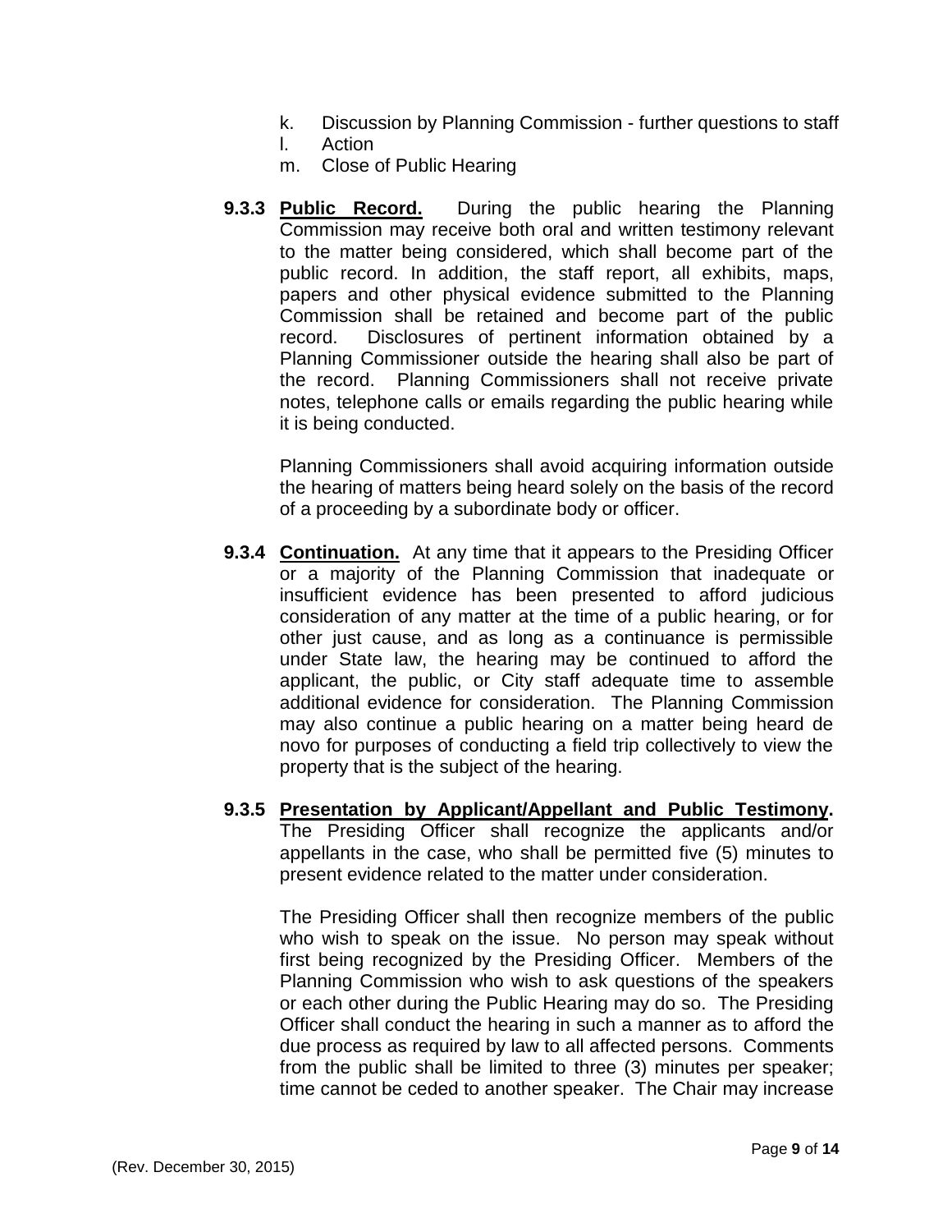k. Discussion by Planning Commission - further questions to staff
l. Action
m. Close of Public Hearing

**9.3.3 <u>Public Record.</u>** During the public hearing the Planning Commission may receive both oral and written testimony relevant to the matter being considered, which shall become part of the public record. In addition, the staff report, all exhibits, maps, papers and other physical evidence submitted to the Planning Commission shall be retained and become part of the public record. Disclosures of pertinent information obtained by a Planning Commissioner outside the hearing shall also be part of the record. Planning Commissioners shall not receive private notes, telephone calls or emails regarding the public hearing while it is being conducted.

Planning Commissioners shall avoid acquiring information outside the hearing of matters being heard solely on the basis of the record of a proceeding by a subordinate body or officer.

**9.3.4 <u>Continuation.</u>** At any time that it appears to the Presiding Officer or a majority of the Planning Commission that inadequate or insufficient evidence has been presented to afford judicious consideration of any matter at the time of a public hearing, or for other just cause, and as long as a continuance is permissible under State law, the hearing may be continued to afford the applicant, the public, or City staff adequate time to assemble additional evidence for consideration. The Planning Commission may also continue a public hearing on a matter being heard de novo for purposes of conducting a field trip collectively to view the property that is the subject of the hearing.

**9.3.5 <u>Presentation by Applicant/Appellant and Public Testimony</u>.** The Presiding Officer shall recognize the applicants and/or appellants in the case, who shall be permitted five (5) minutes to present evidence related to the matter under consideration.

The Presiding Officer shall then recognize members of the public who wish to speak on the issue. No person may speak without first being recognized by the Presiding Officer. Members of the Planning Commission who wish to ask questions of the speakers or each other during the Public Hearing may do so. The Presiding Officer shall conduct the hearing in such a manner as to afford the due process as required by law to all affected persons. Comments from the public shall be limited to three (3) minutes per speaker; time cannot be ceded to another speaker. The Chair may increase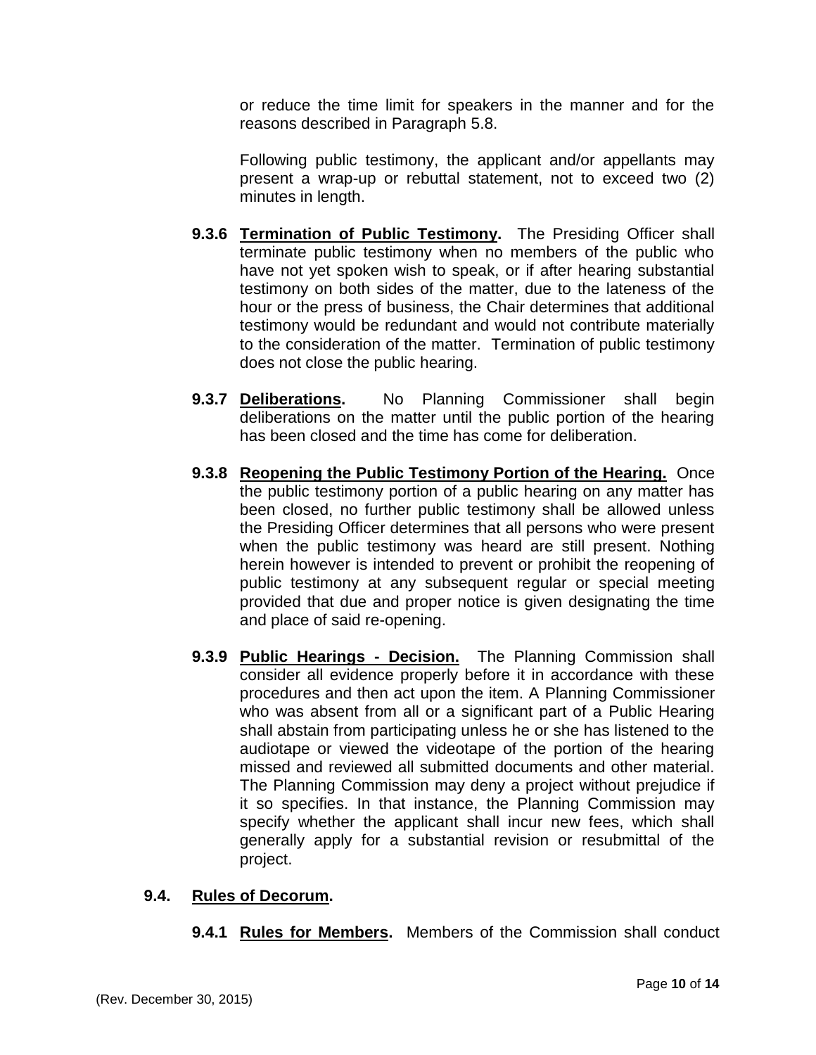or reduce the time limit for speakers in the manner and for the reasons described in Paragraph 5.8.

Following public testimony, the applicant and/or appellants may present a wrap-up or rebuttal statement, not to exceed two (2) minutes in length.

**9.3.6 <u>Termination of Public Testimony</u>.** The Presiding Officer shall terminate public testimony when no members of the public who have not yet spoken wish to speak, or if after hearing substantial testimony on both sides of the matter, due to the lateness of the hour or the press of business, the Chair determines that additional testimony would be redundant and would not contribute materially to the consideration of the matter. Termination of public testimony does not close the public hearing.

**9.3.7 <u>Deliberations</u>.** No Planning Commissioner shall begin deliberations on the matter until the public portion of the hearing has been closed and the time has come for deliberation.

**9.3.8 <u>Reopening the Public Testimony Portion of the Hearing.</u>** Once the public testimony portion of a public hearing on any matter has been closed, no further public testimony shall be allowed unless the Presiding Officer determines that all persons who were present when the public testimony was heard are still present. Nothing herein however is intended to prevent or prohibit the reopening of public testimony at any subsequent regular or special meeting provided that due and proper notice is given designating the time and place of said re-opening.

**9.3.9 <u>Public Hearings - Decision.</u>** The Planning Commission shall consider all evidence properly before it in accordance with these procedures and then act upon the item. A Planning Commissioner who was absent from all or a significant part of a Public Hearing shall abstain from participating unless he or she has listened to the audiotape or viewed the videotape of the portion of the hearing missed and reviewed all submitted documents and other material. The Planning Commission may deny a project without prejudice if it so specifies. In that instance, the Planning Commission may specify whether the applicant shall incur new fees, which shall generally apply for a substantial revision or resubmittal of the project.

### 9.4. <u>Rules of Decorum</u>.

**9.4.1 <u>Rules for Members</u>.** Members of the Commission shall conduct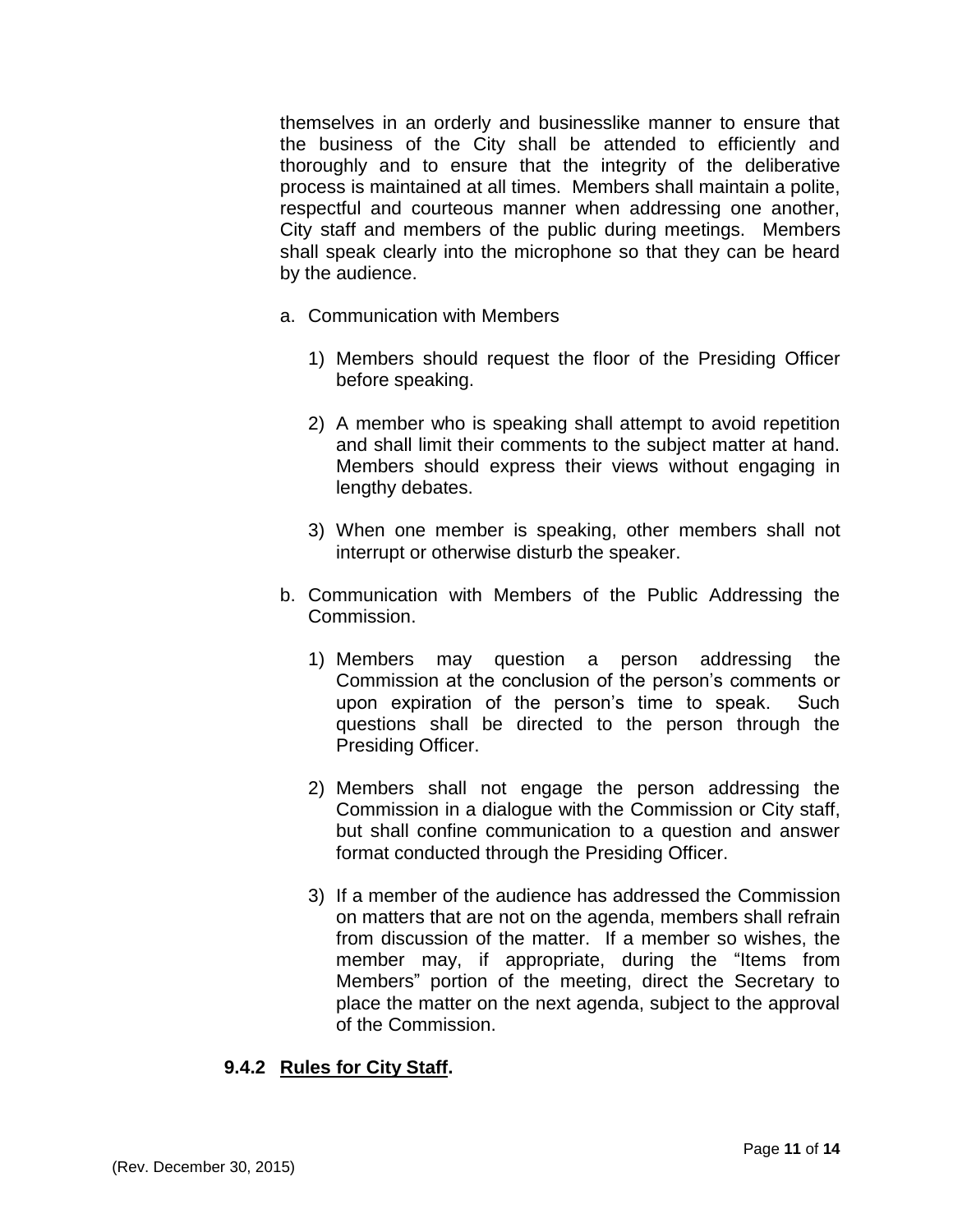themselves in an orderly and businesslike manner to ensure that the business of the City shall be attended to efficiently and thoroughly and to ensure that the integrity of the deliberative process is maintained at all times. Members shall maintain a polite, respectful and courteous manner when addressing one another, City staff and members of the public during meetings. Members shall speak clearly into the microphone so that they can be heard by the audience.

a. Communication with Members

   1) Members should request the floor of the Presiding Officer before speaking.

   2) A member who is speaking shall attempt to avoid repetition and shall limit their comments to the subject matter at hand. Members should express their views without engaging in lengthy debates.

   3) When one member is speaking, other members shall not interrupt or otherwise disturb the speaker.

b. Communication with Members of the Public Addressing the Commission.

   1) Members may question a person addressing the Commission at the conclusion of the person's comments or upon expiration of the person's time to speak. Such questions shall be directed to the person through the Presiding Officer.

   2) Members shall not engage the person addressing the Commission in a dialogue with the Commission or City staff, but shall confine communication to a question and answer format conducted through the Presiding Officer.

   3) If a member of the audience has addressed the Commission on matters that are not on the agenda, members shall refrain from discussion of the matter. If a member so wishes, the member may, if appropriate, during the "Items from Members" portion of the meeting, direct the Secretary to place the matter on the next agenda, subject to the approval of the Commission.

**9.4.2 <u>Rules for City Staff</u>.**

(Rev. December 30, 2015)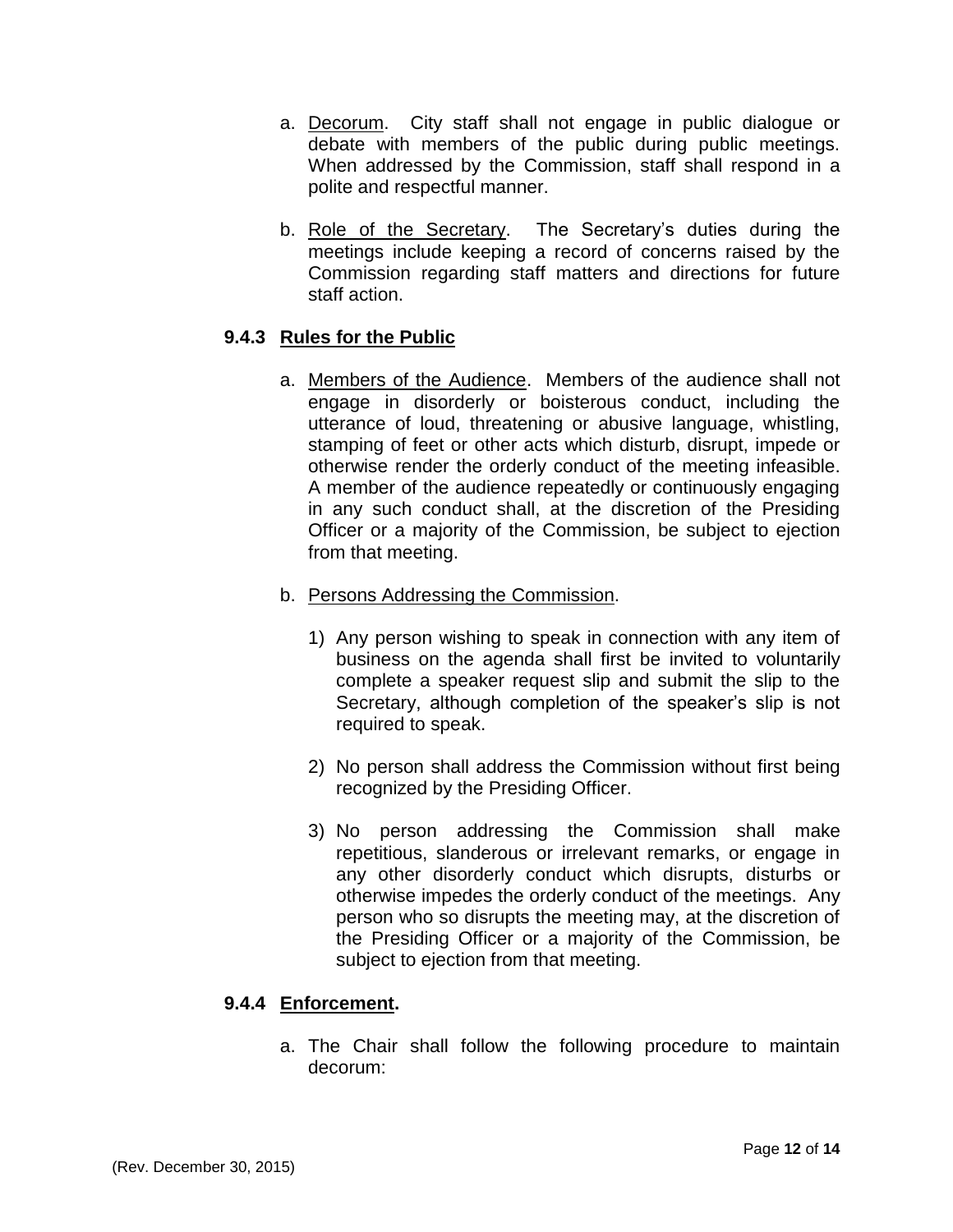a. Decorum. City staff shall not engage in public dialogue or debate with members of the public during public meetings. When addressed by the Commission, staff shall respond in a polite and respectful manner.

b. Role of the Secretary. The Secretary's duties during the meetings include keeping a record of concerns raised by the Commission regarding staff matters and directions for future staff action.

### 9.4.3 Rules for the Public

a. Members of the Audience. Members of the audience shall not engage in disorderly or boisterous conduct, including the utterance of loud, threatening or abusive language, whistling, stamping of feet or other acts which disturb, disrupt, impede or otherwise render the orderly conduct of the meeting infeasible. A member of the audience repeatedly or continuously engaging in any such conduct shall, at the discretion of the Presiding Officer or a majority of the Commission, be subject to ejection from that meeting.

b. Persons Addressing the Commission.

1) Any person wishing to speak in connection with any item of business on the agenda shall first be invited to voluntarily complete a speaker request slip and submit the slip to the Secretary, although completion of the speaker's slip is not required to speak.

2) No person shall address the Commission without first being recognized by the Presiding Officer.

3) No person addressing the Commission shall make repetitious, slanderous or irrelevant remarks, or engage in any other disorderly conduct which disrupts, disturbs or otherwise impedes the orderly conduct of the meetings. Any person who so disrupts the meeting may, at the discretion of the Presiding Officer or a majority of the Commission, be subject to ejection from that meeting.

### 9.4.4 Enforcement.

a. The Chair shall follow the following procedure to maintain decorum:

(Rev. December 30, 2015)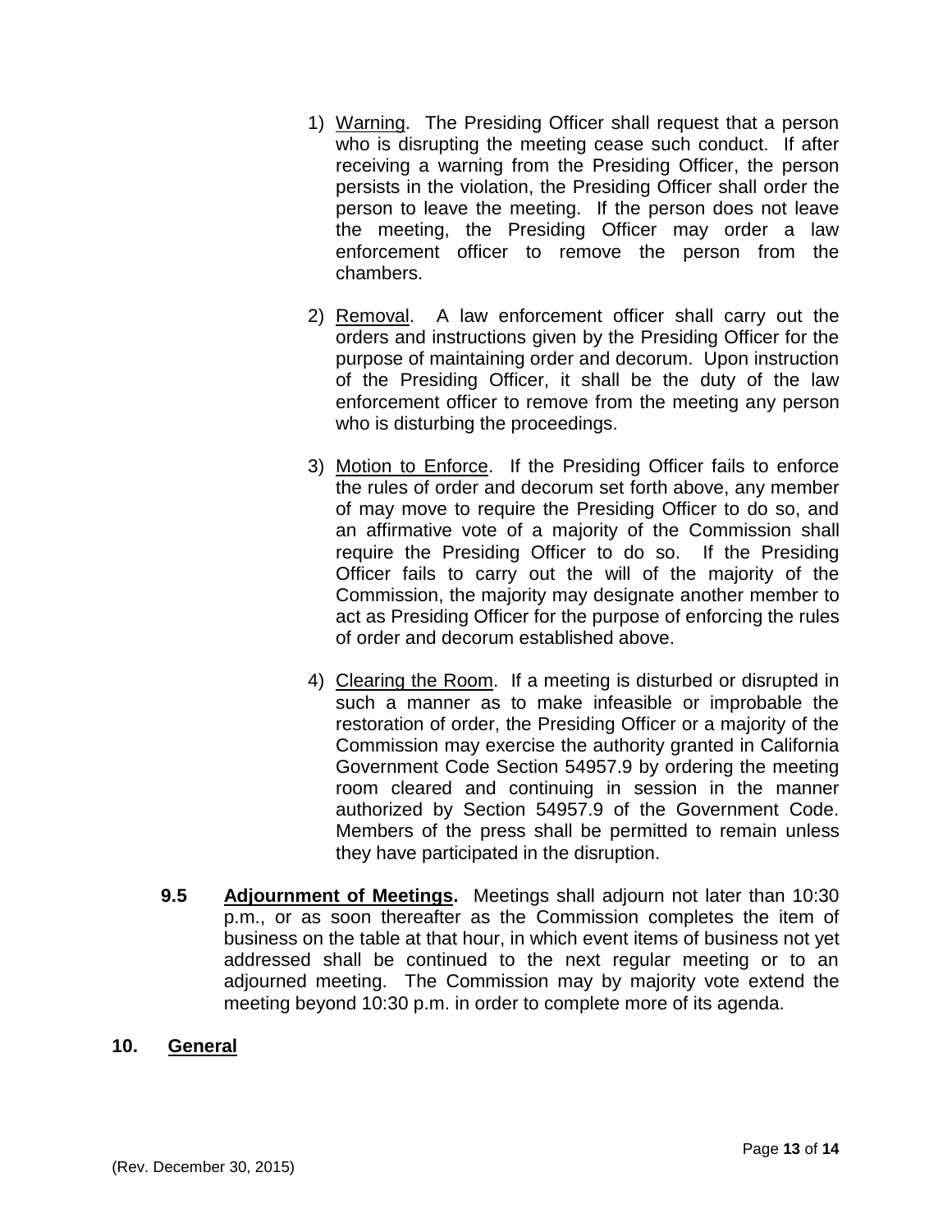1) <u>Warning</u>. The Presiding Officer shall request that a person who is disrupting the meeting cease such conduct. If after receiving a warning from the Presiding Officer, the person persists in the violation, the Presiding Officer shall order the person to leave the meeting. If the person does not leave the meeting, the Presiding Officer may order a law enforcement officer to remove the person from the chambers.

2) <u>Removal</u>. A law enforcement officer shall carry out the orders and instructions given by the Presiding Officer for the purpose of maintaining order and decorum. Upon instruction of the Presiding Officer, it shall be the duty of the law enforcement officer to remove from the meeting any person who is disturbing the proceedings.

3) <u>Motion to Enforce</u>. If the Presiding Officer fails to enforce the rules of order and decorum set forth above, any member of may move to require the Presiding Officer to do so, and an affirmative vote of a majority of the Commission shall require the Presiding Officer to do so. If the Presiding Officer fails to carry out the will of the majority of the Commission, the majority may designate another member to act as Presiding Officer for the purpose of enforcing the rules of order and decorum established above.

4) <u>Clearing the Room</u>. If a meeting is disturbed or disrupted in such a manner as to make infeasible or improbable the restoration of order, the Presiding Officer or a majority of the Commission may exercise the authority granted in California Government Code Section 54957.9 by ordering the meeting room cleared and continuing in session in the manner authorized by Section 54957.9 of the Government Code. Members of the press shall be permitted to remain unless they have participated in the disruption.

**9.5 <u>Adjournment of Meetings</u>.** Meetings shall adjourn not later than 10:30 p.m., or as soon thereafter as the Commission completes the item of business on the table at that hour, in which event items of business not yet addressed shall be continued to the next regular meeting or to an adjourned meeting. The Commission may by majority vote extend the meeting beyond 10:30 p.m. in order to complete more of its agenda.

## 10. <u>General</u>

(Rev. December 30, 2015)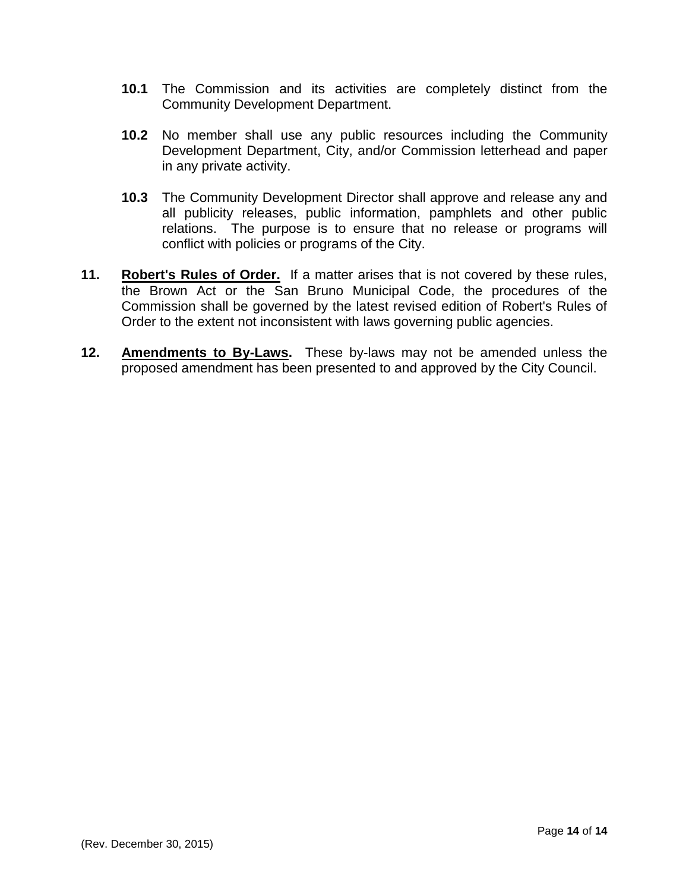**10.1** The Commission and its activities are completely distinct from the Community Development Department.

**10.2** No member shall use any public resources including the Community Development Department, City, and/or Commission letterhead and paper in any private activity.

**10.3** The Community Development Director shall approve and release any and all publicity releases, public information, pamphlets and other public relations. The purpose is to ensure that no release or programs will conflict with policies or programs of the City.

**11. <u>Robert's Rules of Order.</u>** If a matter arises that is not covered by these rules, the Brown Act or the San Bruno Municipal Code, the procedures of the Commission shall be governed by the latest revised edition of Robert's Rules of Order to the extent not inconsistent with laws governing public agencies.

**12. <u>Amendments to By-Laws</u>.** These by-laws may not be amended unless the proposed amendment has been presented to and approved by the City Council.

(Rev. December 30, 2015)